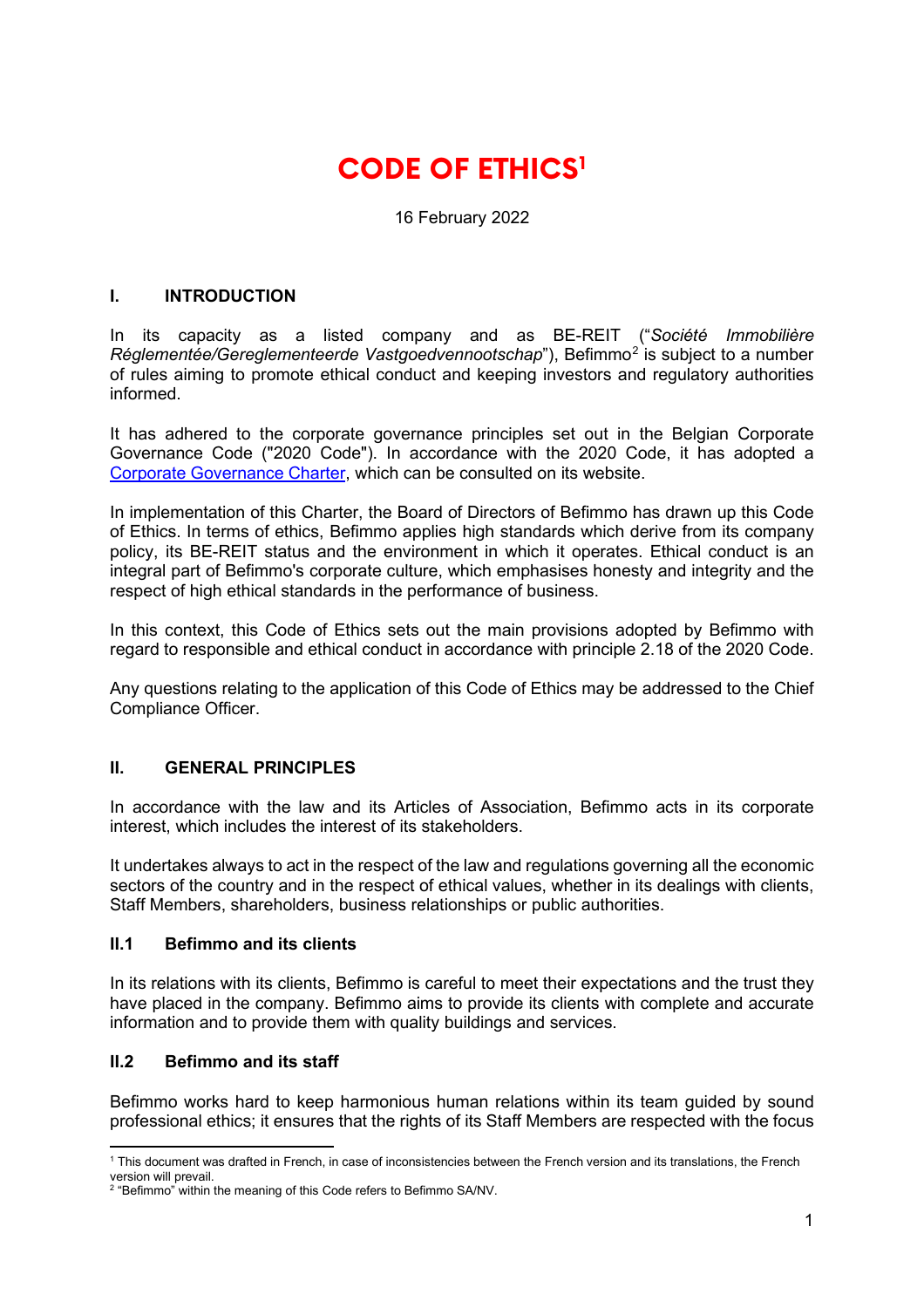# CODE OF ETHICS[1]

16 February 2022

## I. INTRODUCTION

In its capacity as a listed company and as BE-REIT ("*Société Immobilière Réglementée/Gereglementeerde Vastgoedvennootschap*"), Befimmo[2] is subject to a number of rules aiming to promote ethical conduct and keeping investors and regulatory authorities informed.

It has adhered to the corporate governance principles set out in the Belgian Corporate Governance Code ("2020 Code"). In accordance with the 2020 Code, it has adopted a Corporate Governance Charter, which can be consulted on its website.

In implementation of this Charter, the Board of Directors of Befimmo has drawn up this Code of Ethics. In terms of ethics, Befimmo applies high standards which derive from its company policy, its BE-REIT status and the environment in which it operates. Ethical conduct is an integral part of Befimmo's corporate culture, which emphasises honesty and integrity and the respect of high ethical standards in the performance of business.

In this context, this Code of Ethics sets out the main provisions adopted by Befimmo with regard to responsible and ethical conduct in accordance with principle 2.18 of the 2020 Code.

Any questions relating to the application of this Code of Ethics may be addressed to the Chief Compliance Officer.

## II. GENERAL PRINCIPLES

In accordance with the law and its Articles of Association, Befimmo acts in its corporate interest, which includes the interest of its stakeholders.

It undertakes always to act in the respect of the law and regulations governing all the economic sectors of the country and in the respect of ethical values, whether in its dealings with clients, Staff Members, shareholders, business relationships or public authorities.

### II.1 Befimmo and its clients

In its relations with its clients, Befimmo is careful to meet their expectations and the trust they have placed in the company. Befimmo aims to provide its clients with complete and accurate information and to provide them with quality buildings and services.

### II.2 Befimmo and its staff

Befimmo works hard to keep harmonious human relations within its team guided by sound professional ethics; it ensures that the rights of its Staff Members are respected with the focus

---

[1] This document was drafted in French, in case of inconsistencies between the French version and its translations, the French version will prevail.

[2] "Befimmo" within the meaning of this Code refers to Befimmo SA/NV.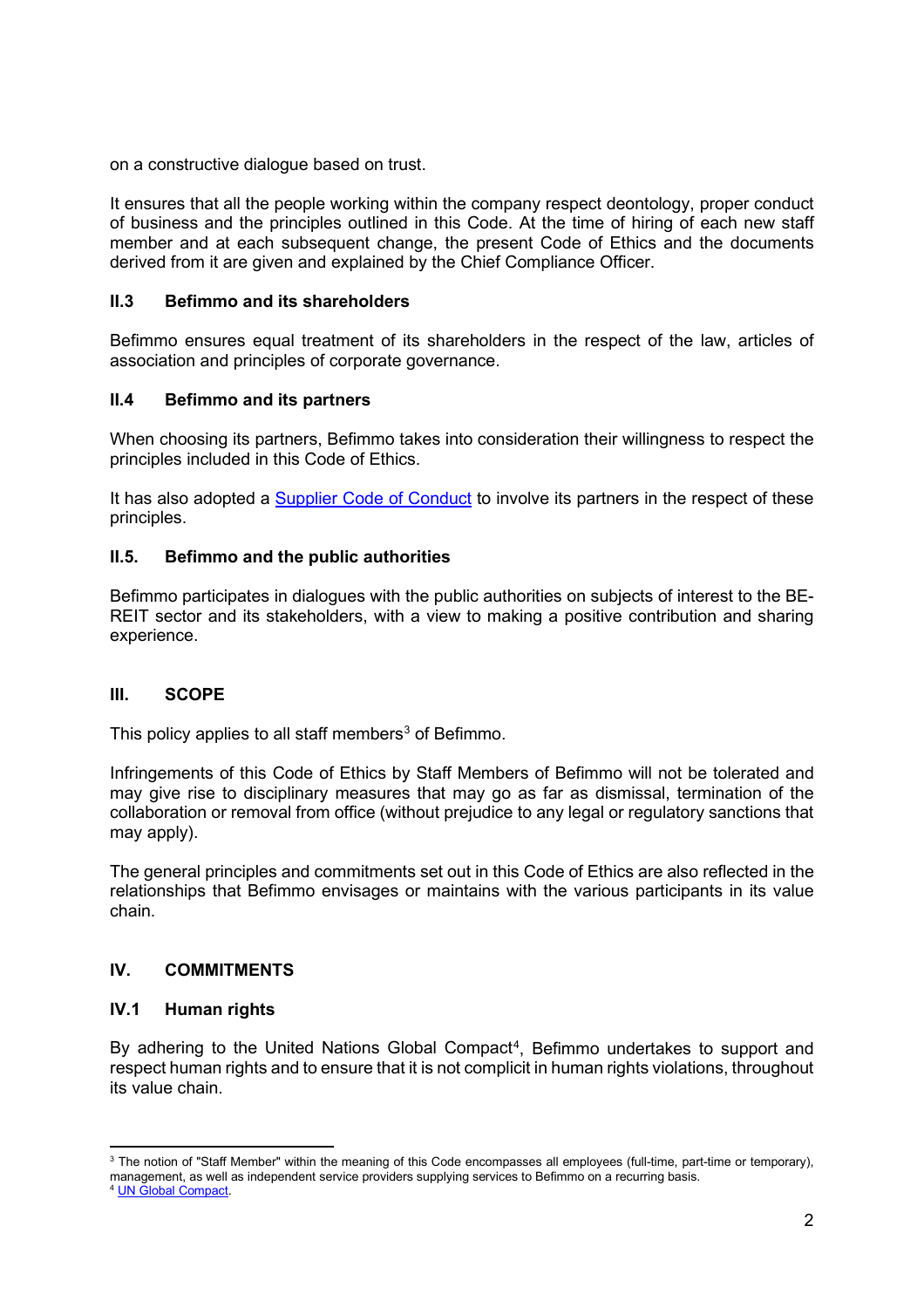on a constructive dialogue based on trust.

It ensures that all the people working within the company respect deontology, proper conduct of business and the principles outlined in this Code. At the time of hiring of each new staff member and at each subsequent change, the present Code of Ethics and the documents derived from it are given and explained by the Chief Compliance Officer.

### II.3 Befimmo and its shareholders

Befimmo ensures equal treatment of its shareholders in the respect of the law, articles of association and principles of corporate governance.

### II.4 Befimmo and its partners

When choosing its partners, Befimmo takes into consideration their willingness to respect the principles included in this Code of Ethics.

It has also adopted a Supplier Code of Conduct to involve its partners in the respect of these principles.

### II.5. Befimmo and the public authorities

Befimmo participates in dialogues with the public authorities on subjects of interest to the BE-REIT sector and its stakeholders, with a view to making a positive contribution and sharing experience.

## III. SCOPE

This policy applies to all staff members[3] of Befimmo.

Infringements of this Code of Ethics by Staff Members of Befimmo will not be tolerated and may give rise to disciplinary measures that may go as far as dismissal, termination of the collaboration or removal from office (without prejudice to any legal or regulatory sanctions that may apply).

The general principles and commitments set out in this Code of Ethics are also reflected in the relationships that Befimmo envisages or maintains with the various participants in its value chain.

## IV. COMMITMENTS

### IV.1 Human rights

By adhering to the United Nations Global Compact[4], Befimmo undertakes to support and respect human rights and to ensure that it is not complicit in human rights violations, throughout its value chain.

---

[3] The notion of "Staff Member" within the meaning of this Code encompasses all employees (full-time, part-time or temporary), management, as well as independent service providers supplying services to Befimmo on a recurring basis.

[4] UN Global Compact.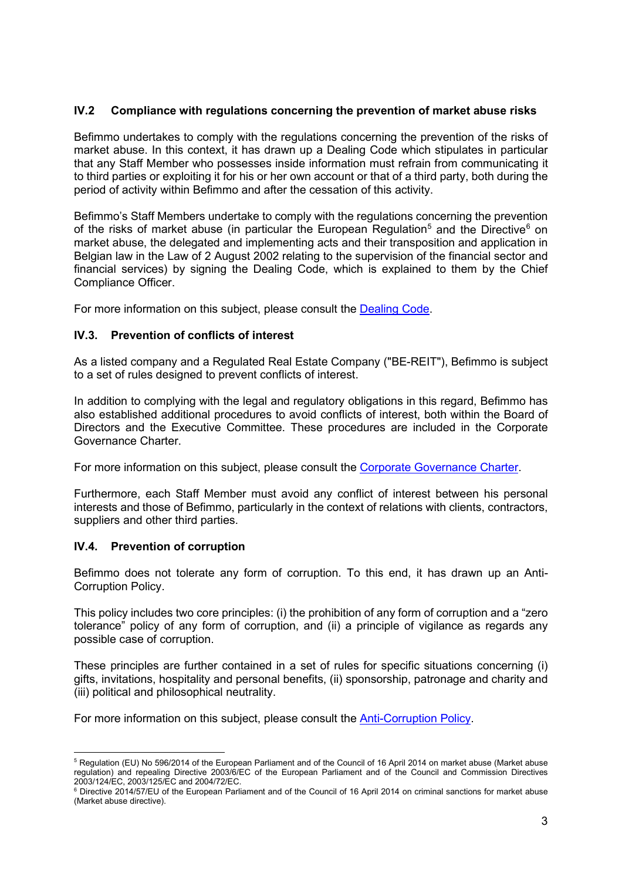### IV.2 Compliance with regulations concerning the prevention of market abuse risks

Befimmo undertakes to comply with the regulations concerning the prevention of the risks of market abuse. In this context, it has drawn up a Dealing Code which stipulates in particular that any Staff Member who possesses inside information must refrain from communicating it to third parties or exploiting it for his or her own account or that of a third party, both during the period of activity within Befimmo and after the cessation of this activity.

Befimmo's Staff Members undertake to comply with the regulations concerning the prevention of the risks of market abuse (in particular the European Regulation[5] and the Directive[6] on market abuse, the delegated and implementing acts and their transposition and application in Belgian law in the Law of 2 August 2002 relating to the supervision of the financial sector and financial services) by signing the Dealing Code, which is explained to them by the Chief Compliance Officer.

For more information on this subject, please consult the Dealing Code.

### IV.3. Prevention of conflicts of interest

As a listed company and a Regulated Real Estate Company ("BE-REIT"), Befimmo is subject to a set of rules designed to prevent conflicts of interest.

In addition to complying with the legal and regulatory obligations in this regard, Befimmo has also established additional procedures to avoid conflicts of interest, both within the Board of Directors and the Executive Committee. These procedures are included in the Corporate Governance Charter.

For more information on this subject, please consult the Corporate Governance Charter.

Furthermore, each Staff Member must avoid any conflict of interest between his personal interests and those of Befimmo, particularly in the context of relations with clients, contractors, suppliers and other third parties.

### IV.4. Prevention of corruption

Befimmo does not tolerate any form of corruption. To this end, it has drawn up an Anti-Corruption Policy.

This policy includes two core principles: (i) the prohibition of any form of corruption and a "zero tolerance" policy of any form of corruption, and (ii) a principle of vigilance as regards any possible case of corruption.

These principles are further contained in a set of rules for specific situations concerning (i) gifts, invitations, hospitality and personal benefits, (ii) sponsorship, patronage and charity and (iii) political and philosophical neutrality.

For more information on this subject, please consult the Anti-Corruption Policy.

---

[5] Regulation (EU) No 596/2014 of the European Parliament and of the Council of 16 April 2014 on market abuse (Market abuse regulation) and repealing Directive 2003/6/EC of the European Parliament and of the Council and Commission Directives 2003/124/EC, 2003/125/EC and 2004/72/EC.

[6] Directive 2014/57/EU of the European Parliament and of the Council of 16 April 2014 on criminal sanctions for market abuse (Market abuse directive).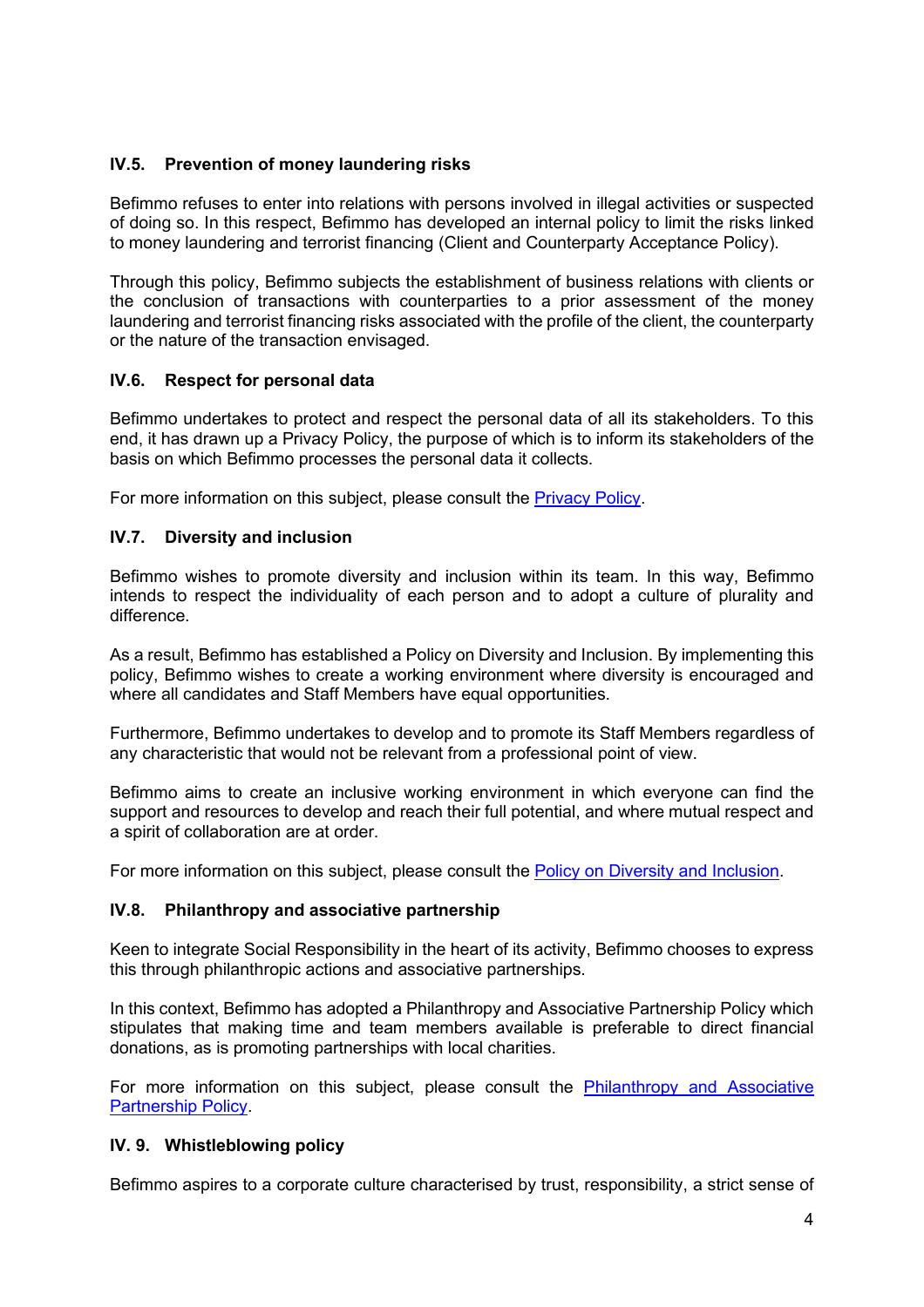### IV.5. Prevention of money laundering risks

Befimmo refuses to enter into relations with persons involved in illegal activities or suspected of doing so. In this respect, Befimmo has developed an internal policy to limit the risks linked to money laundering and terrorist financing (Client and Counterparty Acceptance Policy).

Through this policy, Befimmo subjects the establishment of business relations with clients or the conclusion of transactions with counterparties to a prior assessment of the money laundering and terrorist financing risks associated with the profile of the client, the counterparty or the nature of the transaction envisaged.

### IV.6. Respect for personal data

Befimmo undertakes to protect and respect the personal data of all its stakeholders. To this end, it has drawn up a Privacy Policy, the purpose of which is to inform its stakeholders of the basis on which Befimmo processes the personal data it collects.

For more information on this subject, please consult the Privacy Policy.

### IV.7. Diversity and inclusion

Befimmo wishes to promote diversity and inclusion within its team. In this way, Befimmo intends to respect the individuality of each person and to adopt a culture of plurality and difference.

As a result, Befimmo has established a Policy on Diversity and Inclusion. By implementing this policy, Befimmo wishes to create a working environment where diversity is encouraged and where all candidates and Staff Members have equal opportunities.

Furthermore, Befimmo undertakes to develop and to promote its Staff Members regardless of any characteristic that would not be relevant from a professional point of view.

Befimmo aims to create an inclusive working environment in which everyone can find the support and resources to develop and reach their full potential, and where mutual respect and a spirit of collaboration are at order.

For more information on this subject, please consult the Policy on Diversity and Inclusion.

### IV.8. Philanthropy and associative partnership

Keen to integrate Social Responsibility in the heart of its activity, Befimmo chooses to express this through philanthropic actions and associative partnerships.

In this context, Befimmo has adopted a Philanthropy and Associative Partnership Policy which stipulates that making time and team members available is preferable to direct financial donations, as is promoting partnerships with local charities.

For more information on this subject, please consult the Philanthropy and Associative Partnership Policy.

### IV. 9. Whistleblowing policy

Befimmo aspires to a corporate culture characterised by trust, responsibility, a strict sense of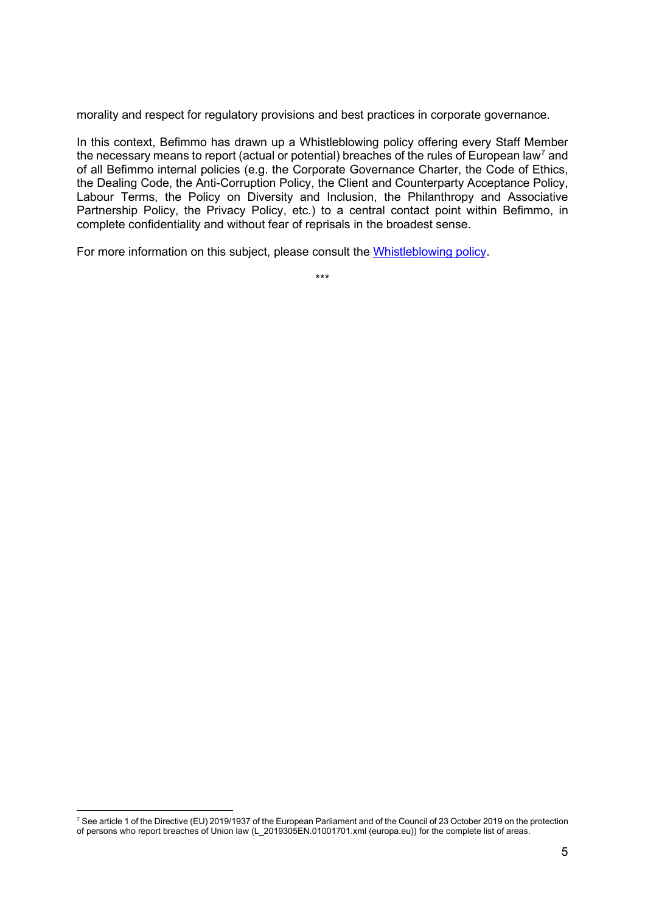morality and respect for regulatory provisions and best practices in corporate governance.

In this context, Befimmo has drawn up a Whistleblowing policy offering every Staff Member the necessary means to report (actual or potential) breaches of the rules of European law[7] and of all Befimmo internal policies (e.g. the Corporate Governance Charter, the Code of Ethics, the Dealing Code, the Anti-Corruption Policy, the Client and Counterparty Acceptance Policy, Labour Terms, the Policy on Diversity and Inclusion, the Philanthropy and Associative Partnership Policy, the Privacy Policy, etc.) to a central contact point within Befimmo, in complete confidentiality and without fear of reprisals in the broadest sense.

For more information on this subject, please consult the [Whistleblowing policy](Whistleblowing policy).

\*\*\*

[7] See article 1 of the Directive (EU) 2019/1937 of the European Parliament and of the Council of 23 October 2019 on the protection of persons who report breaches of Union law (L_2019305EN.01001701.xml (europa.eu)) for the complete list of areas.